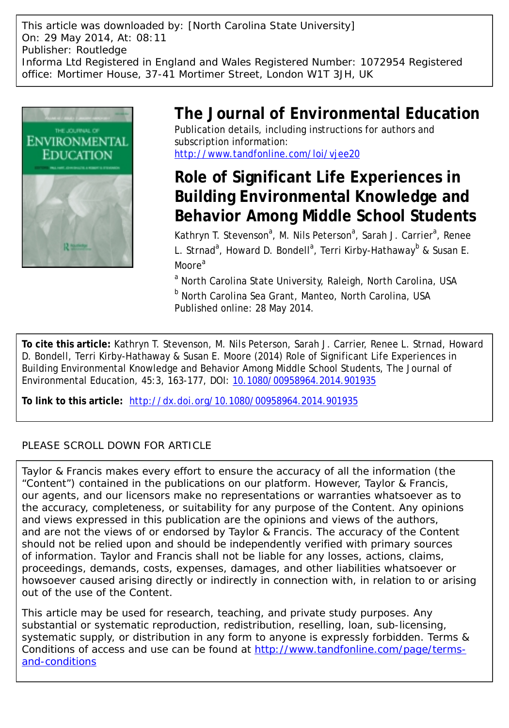This article was downloaded by: [North Carolina State University]
On: 29 May 2014, At: 08:11
Publisher: Routledge
Informa Ltd Registered in England and Wales Registered Number: 1072954 Registered office: Mortimer House, 37-41 Mortimer Street, London W1T 3JH, UK

# The Journal of Environmental Education

Publication details, including instructions for authors and subscription information:
http://www.tandfonline.com/loi/vjee20

## Role of Significant Life Experiences in Building Environmental Knowledge and Behavior Among Middle School Students

Kathryn T. Stevenson[a], M. Nils Peterson[a], Sarah J. Carrier[a], Renee L. Strnad[a], Howard D. Bondell[a], Terri Kirby-Hathaway[b] & Susan E. Moore[a]

[a] North Carolina State University, Raleigh, North Carolina, USA

[b] North Carolina Sea Grant, Manteo, North Carolina, USA

Published online: 28 May 2014.

**To cite this article:** Kathryn T. Stevenson, M. Nils Peterson, Sarah J. Carrier, Renee L. Strnad, Howard D. Bondell, Terri Kirby-Hathaway & Susan E. Moore (2014) Role of Significant Life Experiences in Building Environmental Knowledge and Behavior Among Middle School Students, The Journal of Environmental Education, 45:3, 163-177, DOI: 10.1080/00958964.2014.901935

**To link to this article:** http://dx.doi.org/10.1080/00958964.2014.901935

PLEASE SCROLL DOWN FOR ARTICLE

Taylor & Francis makes every effort to ensure the accuracy of all the information (the "Content") contained in the publications on our platform. However, Taylor & Francis, our agents, and our licensors make no representations or warranties whatsoever as to the accuracy, completeness, or suitability for any purpose of the Content. Any opinions and views expressed in this publication are the opinions and views of the authors, and are not the views of or endorsed by Taylor & Francis. The accuracy of the Content should not be relied upon and should be independently verified with primary sources of information. Taylor and Francis shall not be liable for any losses, actions, claims, proceedings, demands, costs, expenses, damages, and other liabilities whatsoever or howsoever caused arising directly or indirectly in connection with, in relation to or arising out of the use of the Content.

This article may be used for research, teaching, and private study purposes. Any substantial or systematic reproduction, redistribution, reselling, loan, sub-licensing, systematic supply, or distribution in any form to anyone is expressly forbidden. Terms & Conditions of access and use can be found at http://www.tandfonline.com/page/terms-and-conditions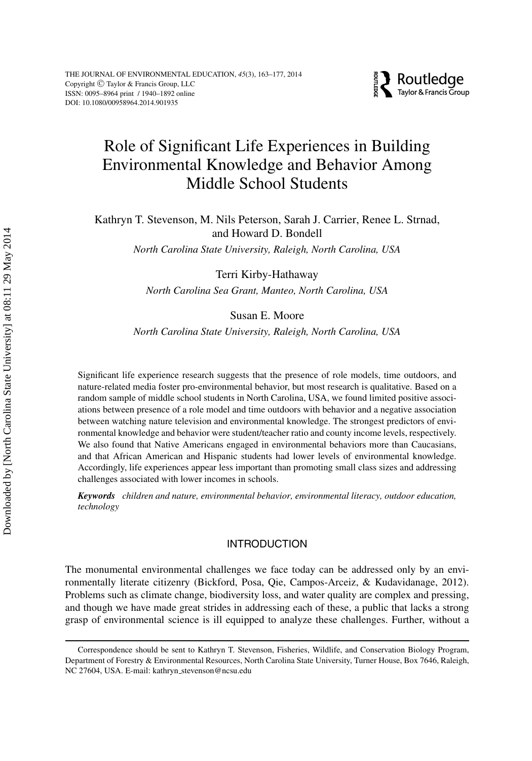# Role of Significant Life Experiences in Building Environmental Knowledge and Behavior Among Middle School Students

Kathryn T. Stevenson, M. Nils Peterson, Sarah J. Carrier, Renee L. Strnad, and Howard D. Bondell

*North Carolina State University, Raleigh, North Carolina, USA*

Terri Kirby-Hathaway

*North Carolina Sea Grant, Manteo, North Carolina, USA*

Susan E. Moore

*North Carolina State University, Raleigh, North Carolina, USA*

Significant life experience research suggests that the presence of role models, time outdoors, and nature-related media foster pro-environmental behavior, but most research is qualitative. Based on a random sample of middle school students in North Carolina, USA, we found limited positive associations between presence of a role model and time outdoors with behavior and a negative association between watching nature television and environmental knowledge. The strongest predictors of environmental knowledge and behavior were student/teacher ratio and county income levels, respectively. We also found that Native Americans engaged in environmental behaviors more than Caucasians, and that African American and Hispanic students had lower levels of environmental knowledge. Accordingly, life experiences appear less important than promoting small class sizes and addressing challenges associated with lower incomes in schools.

***Keywords*** *children and nature, environmental behavior, environmental literacy, outdoor education, technology*

## INTRODUCTION

The monumental environmental challenges we face today can be addressed only by an environmentally literate citizenry (Bickford, Posa, Qie, Campos-Arceiz, & Kudavidanage, 2012). Problems such as climate change, biodiversity loss, and water quality are complex and pressing, and though we have made great strides in addressing each of these, a public that lacks a strong grasp of environmental science is ill equipped to analyze these challenges. Further, without a

Correspondence should be sent to Kathryn T. Stevenson, Fisheries, Wildlife, and Conservation Biology Program, Department of Forestry & Environmental Resources, North Carolina State University, Turner House, Box 7646, Raleigh, NC 27604, USA. E-mail: kathryn_stevenson@ncsu.edu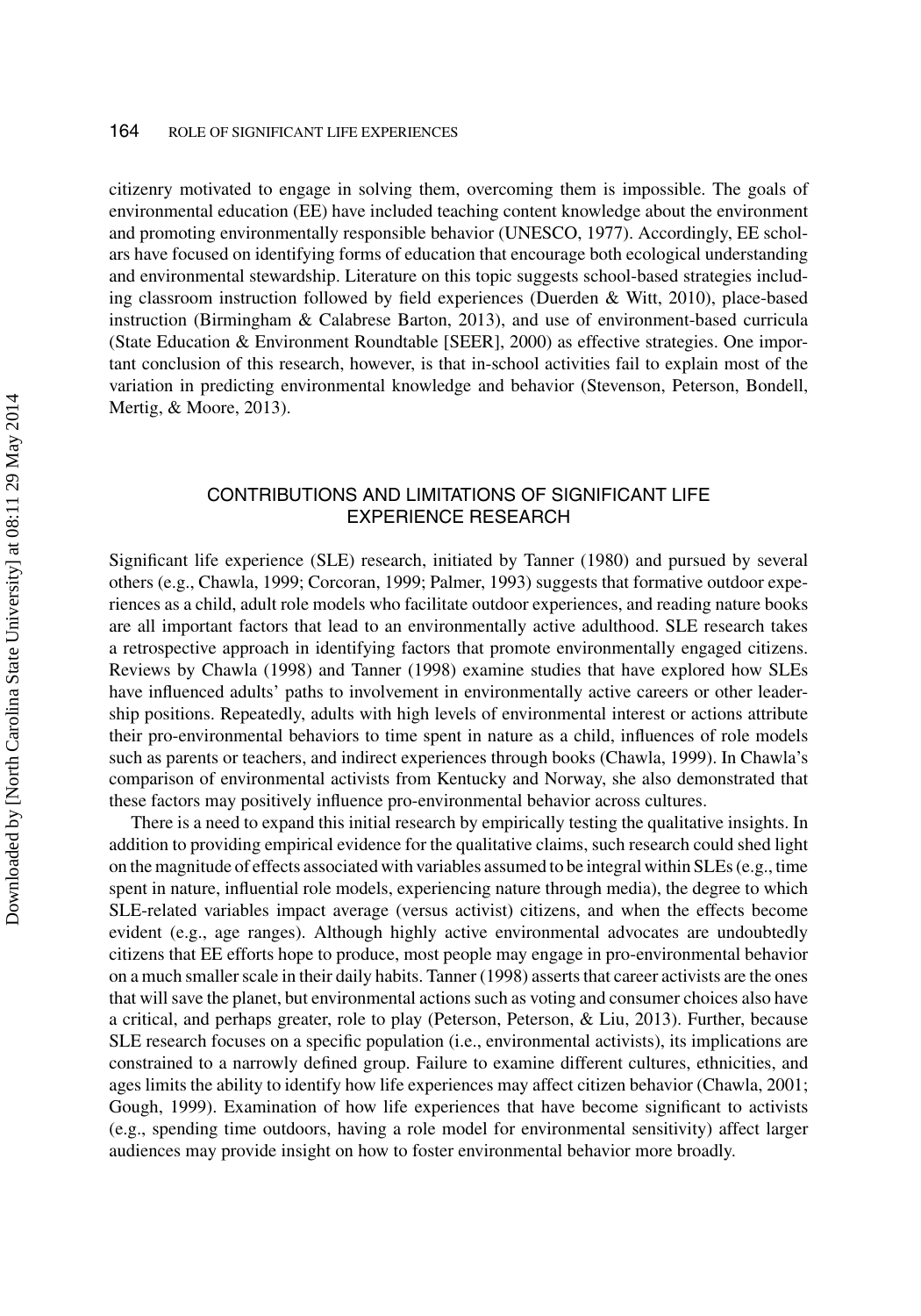citizenry motivated to engage in solving them, overcoming them is impossible. The goals of environmental education (EE) have included teaching content knowledge about the environment and promoting environmentally responsible behavior (UNESCO, 1977). Accordingly, EE scholars have focused on identifying forms of education that encourage both ecological understanding and environmental stewardship. Literature on this topic suggests school-based strategies including classroom instruction followed by field experiences (Duerden & Witt, 2010), place-based instruction (Birmingham & Calabrese Barton, 2013), and use of environment-based curricula (State Education & Environment Roundtable [SEER], 2000) as effective strategies. One important conclusion of this research, however, is that in-school activities fail to explain most of the variation in predicting environmental knowledge and behavior (Stevenson, Peterson, Bondell, Mertig, & Moore, 2013).

## CONTRIBUTIONS AND LIMITATIONS OF SIGNIFICANT LIFE EXPERIENCE RESEARCH

Significant life experience (SLE) research, initiated by Tanner (1980) and pursued by several others (e.g., Chawla, 1999; Corcoran, 1999; Palmer, 1993) suggests that formative outdoor experiences as a child, adult role models who facilitate outdoor experiences, and reading nature books are all important factors that lead to an environmentally active adulthood. SLE research takes a retrospective approach in identifying factors that promote environmentally engaged citizens. Reviews by Chawla (1998) and Tanner (1998) examine studies that have explored how SLEs have influenced adults' paths to involvement in environmentally active careers or other leadership positions. Repeatedly, adults with high levels of environmental interest or actions attribute their pro-environmental behaviors to time spent in nature as a child, influences of role models such as parents or teachers, and indirect experiences through books (Chawla, 1999). In Chawla's comparison of environmental activists from Kentucky and Norway, she also demonstrated that these factors may positively influence pro-environmental behavior across cultures.

There is a need to expand this initial research by empirically testing the qualitative insights. In addition to providing empirical evidence for the qualitative claims, such research could shed light on the magnitude of effects associated with variables assumed to be integral within SLEs (e.g., time spent in nature, influential role models, experiencing nature through media), the degree to which SLE-related variables impact average (versus activist) citizens, and when the effects become evident (e.g., age ranges). Although highly active environmental advocates are undoubtedly citizens that EE efforts hope to produce, most people may engage in pro-environmental behavior on a much smaller scale in their daily habits. Tanner (1998) asserts that career activists are the ones that will save the planet, but environmental actions such as voting and consumer choices also have a critical, and perhaps greater, role to play (Peterson, Peterson, & Liu, 2013). Further, because SLE research focuses on a specific population (i.e., environmental activists), its implications are constrained to a narrowly defined group. Failure to examine different cultures, ethnicities, and ages limits the ability to identify how life experiences may affect citizen behavior (Chawla, 2001; Gough, 1999). Examination of how life experiences that have become significant to activists (e.g., spending time outdoors, having a role model for environmental sensitivity) affect larger audiences may provide insight on how to foster environmental behavior more broadly.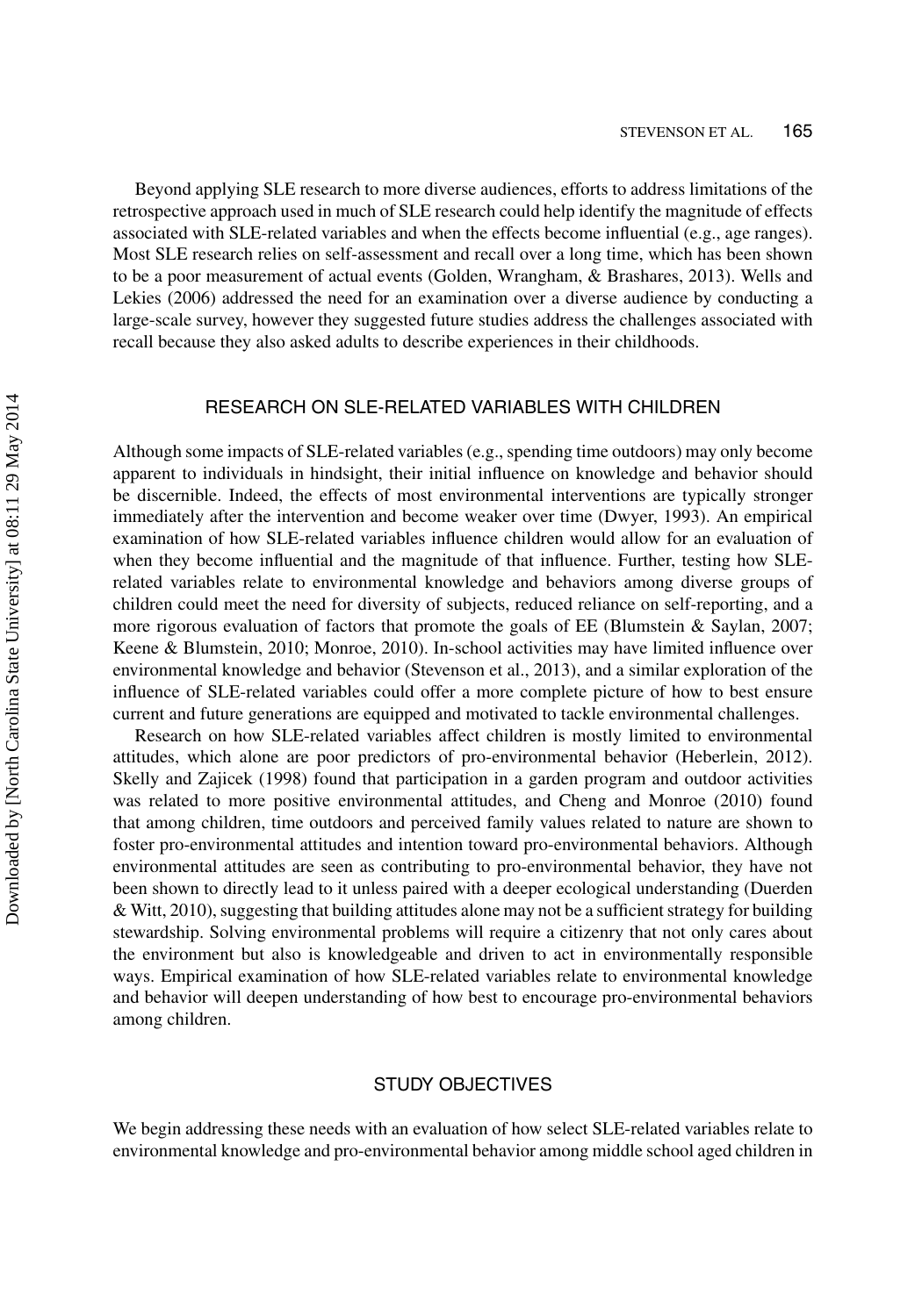Beyond applying SLE research to more diverse audiences, efforts to address limitations of the retrospective approach used in much of SLE research could help identify the magnitude of effects associated with SLE-related variables and when the effects become influential (e.g., age ranges). Most SLE research relies on self-assessment and recall over a long time, which has been shown to be a poor measurement of actual events (Golden, Wrangham, & Brashares, 2013). Wells and Lekies (2006) addressed the need for an examination over a diverse audience by conducting a large-scale survey, however they suggested future studies address the challenges associated with recall because they also asked adults to describe experiences in their childhoods.

## RESEARCH ON SLE-RELATED VARIABLES WITH CHILDREN

Although some impacts of SLE-related variables (e.g., spending time outdoors) may only become apparent to individuals in hindsight, their initial influence on knowledge and behavior should be discernible. Indeed, the effects of most environmental interventions are typically stronger immediately after the intervention and become weaker over time (Dwyer, 1993). An empirical examination of how SLE-related variables influence children would allow for an evaluation of when they become influential and the magnitude of that influence. Further, testing how SLE-related variables relate to environmental knowledge and behaviors among diverse groups of children could meet the need for diversity of subjects, reduced reliance on self-reporting, and a more rigorous evaluation of factors that promote the goals of EE (Blumstein & Saylan, 2007; Keene & Blumstein, 2010; Monroe, 2010). In-school activities may have limited influence over environmental knowledge and behavior (Stevenson et al., 2013), and a similar exploration of the influence of SLE-related variables could offer a more complete picture of how to best ensure current and future generations are equipped and motivated to tackle environmental challenges.

Research on how SLE-related variables affect children is mostly limited to environmental attitudes, which alone are poor predictors of pro-environmental behavior (Heberlein, 2012). Skelly and Zajicek (1998) found that participation in a garden program and outdoor activities was related to more positive environmental attitudes, and Cheng and Monroe (2010) found that among children, time outdoors and perceived family values related to nature are shown to foster pro-environmental attitudes and intention toward pro-environmental behaviors. Although environmental attitudes are seen as contributing to pro-environmental behavior, they have not been shown to directly lead to it unless paired with a deeper ecological understanding (Duerden & Witt, 2010), suggesting that building attitudes alone may not be a sufficient strategy for building stewardship. Solving environmental problems will require a citizenry that not only cares about the environment but also is knowledgeable and driven to act in environmentally responsible ways. Empirical examination of how SLE-related variables relate to environmental knowledge and behavior will deepen understanding of how best to encourage pro-environmental behaviors among children.

## STUDY OBJECTIVES

We begin addressing these needs with an evaluation of how select SLE-related variables relate to environmental knowledge and pro-environmental behavior among middle school aged children in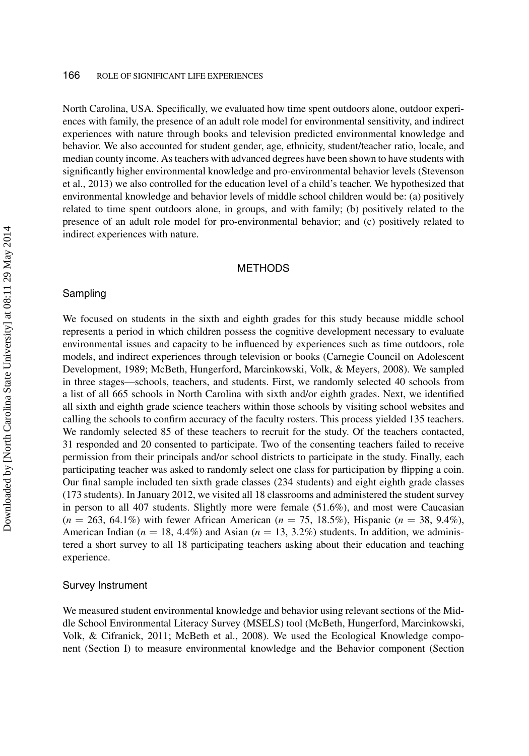North Carolina, USA. Specifically, we evaluated how time spent outdoors alone, outdoor experiences with family, the presence of an adult role model for environmental sensitivity, and indirect experiences with nature through books and television predicted environmental knowledge and behavior. We also accounted for student gender, age, ethnicity, student/teacher ratio, locale, and median county income. As teachers with advanced degrees have been shown to have students with significantly higher environmental knowledge and pro-environmental behavior levels (Stevenson et al., 2013) we also controlled for the education level of a child's teacher. We hypothesized that environmental knowledge and behavior levels of middle school children would be: (a) positively related to time spent outdoors alone, in groups, and with family; (b) positively related to the presence of an adult role model for pro-environmental behavior; and (c) positively related to indirect experiences with nature.

## METHODS

### Sampling

We focused on students in the sixth and eighth grades for this study because middle school represents a period in which children possess the cognitive development necessary to evaluate environmental issues and capacity to be influenced by experiences such as time outdoors, role models, and indirect experiences through television or books (Carnegie Council on Adolescent Development, 1989; McBeth, Hungerford, Marcinkowski, Volk, & Meyers, 2008). We sampled in three stages—schools, teachers, and students. First, we randomly selected 40 schools from a list of all 665 schools in North Carolina with sixth and/or eighth grades. Next, we identified all sixth and eighth grade science teachers within those schools by visiting school websites and calling the schools to confirm accuracy of the faculty rosters. This process yielded 135 teachers. We randomly selected 85 of these teachers to recruit for the study. Of the teachers contacted, 31 responded and 20 consented to participate. Two of the consenting teachers failed to receive permission from their principals and/or school districts to participate in the study. Finally, each participating teacher was asked to randomly select one class for participation by flipping a coin. Our final sample included ten sixth grade classes (234 students) and eight eighth grade classes (173 students). In January 2012, we visited all 18 classrooms and administered the student survey in person to all 407 students. Slightly more were female (51.6%), and most were Caucasian ($n = 263$, 64.1%) with fewer African American ($n = 75$, 18.5%), Hispanic ($n = 38$, 9.4%), American Indian ($n = 18$, 4.4%) and Asian ($n = 13$, 3.2%) students. In addition, we administered a short survey to all 18 participating teachers asking about their education and teaching experience.

### Survey Instrument

We measured student environmental knowledge and behavior using relevant sections of the Middle School Environmental Literacy Survey (MSELS) tool (McBeth, Hungerford, Marcinkowski, Volk, & Cifranick, 2011; McBeth et al., 2008). We used the Ecological Knowledge component (Section I) to measure environmental knowledge and the Behavior component (Section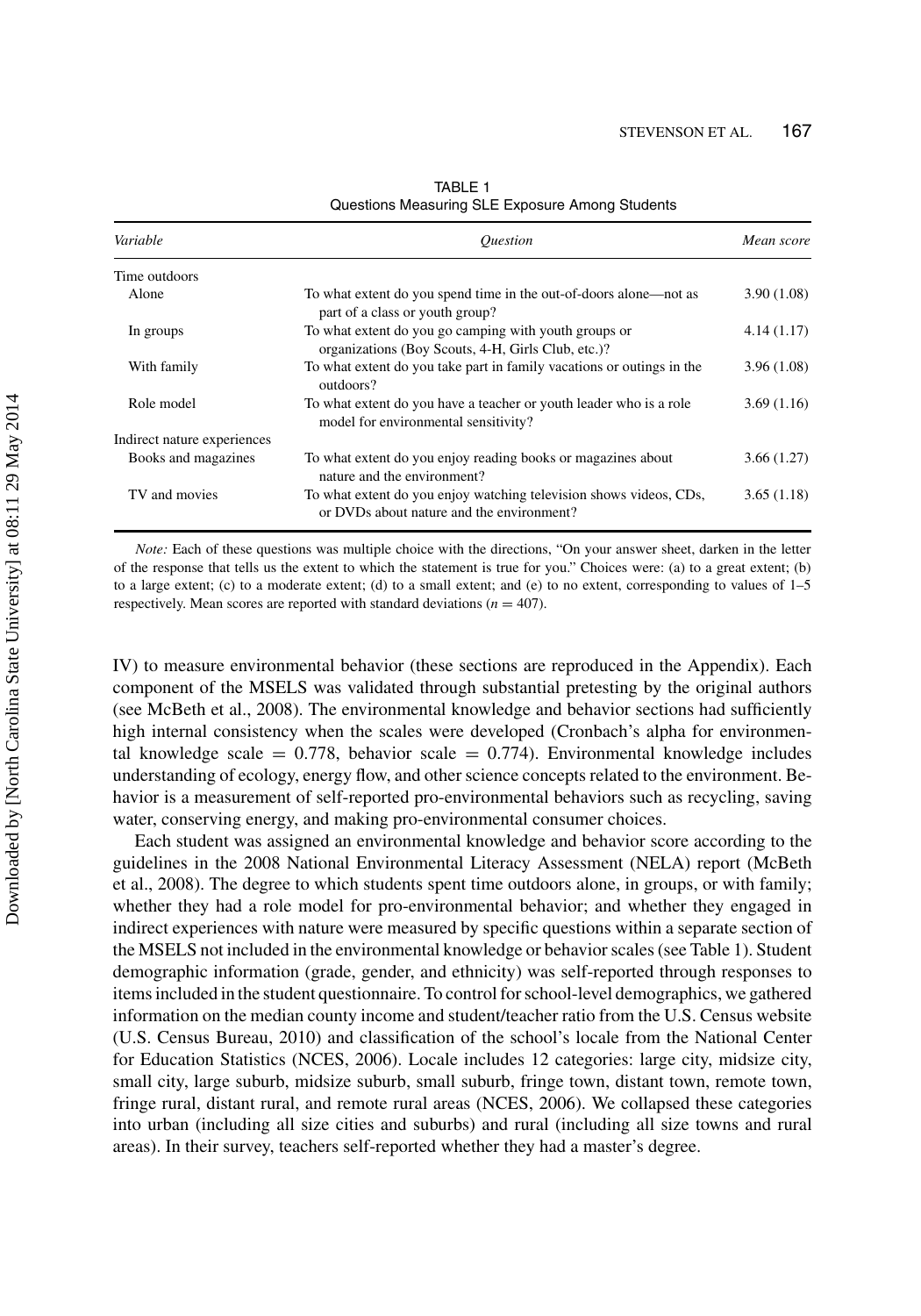TABLE 1
Questions Measuring SLE Exposure Among Students

| *Variable* | *Question* | *Mean score* |
|---|---|---|
| Time outdoors | | |
| Alone | To what extent do you spend time in the out-of-doors alone—not as part of a class or youth group? | 3.90 (1.08) |
| In groups | To what extent do you go camping with youth groups or organizations (Boy Scouts, 4-H, Girls Club, etc.)? | 4.14 (1.17) |
| With family | To what extent do you take part in family vacations or outings in the outdoors? | 3.96 (1.08) |
| Role model | To what extent do you have a teacher or youth leader who is a role model for environmental sensitivity? | 3.69 (1.16) |
| Indirect nature experiences | | |
| Books and magazines | To what extent do you enjoy reading books or magazines about nature and the environment? | 3.66 (1.27) |
| TV and movies | To what extent do you enjoy watching television shows videos, CDs, or DVDs about nature and the environment? | 3.65 (1.18) |

*Note:* Each of these questions was multiple choice with the directions, "On your answer sheet, darken in the letter of the response that tells us the extent to which the statement is true for you." Choices were: (a) to a great extent; (b) to a large extent; (c) to a moderate extent; (d) to a small extent; and (e) to no extent, corresponding to values of 1–5 respectively. Mean scores are reported with standard deviations ($n = 407$).

IV) to measure environmental behavior (these sections are reproduced in the Appendix). Each component of the MSELS was validated through substantial pretesting by the original authors (see McBeth et al., 2008). The environmental knowledge and behavior sections had sufficiently high internal consistency when the scales were developed (Cronbach's alpha for environmental knowledge scale = 0.778, behavior scale = 0.774). Environmental knowledge includes understanding of ecology, energy flow, and other science concepts related to the environment. Behavior is a measurement of self-reported pro-environmental behaviors such as recycling, saving water, conserving energy, and making pro-environmental consumer choices.

Each student was assigned an environmental knowledge and behavior score according to the guidelines in the 2008 National Environmental Literacy Assessment (NELA) report (McBeth et al., 2008). The degree to which students spent time outdoors alone, in groups, or with family; whether they had a role model for pro-environmental behavior; and whether they engaged in indirect experiences with nature were measured by specific questions within a separate section of the MSELS not included in the environmental knowledge or behavior scales (see Table 1). Student demographic information (grade, gender, and ethnicity) was self-reported through responses to items included in the student questionnaire. To control for school-level demographics, we gathered information on the median county income and student/teacher ratio from the U.S. Census website (U.S. Census Bureau, 2010) and classification of the school's locale from the National Center for Education Statistics (NCES, 2006). Locale includes 12 categories: large city, midsize city, small city, large suburb, midsize suburb, small suburb, fringe town, distant town, remote town, fringe rural, distant rural, and remote rural areas (NCES, 2006). We collapsed these categories into urban (including all size cities and suburbs) and rural (including all size towns and rural areas). In their survey, teachers self-reported whether they had a master's degree.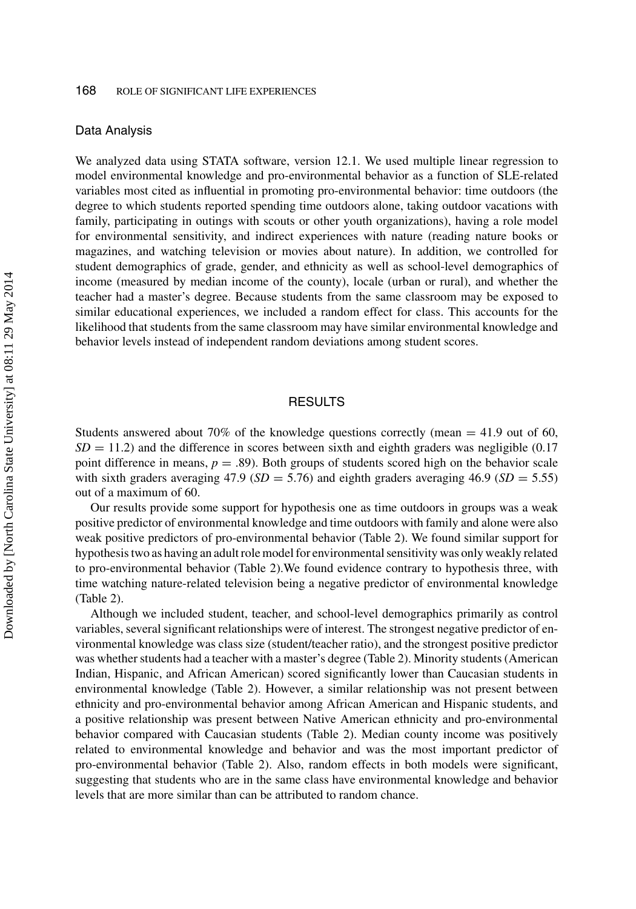## Data Analysis

We analyzed data using STATA software, version 12.1. We used multiple linear regression to model environmental knowledge and pro-environmental behavior as a function of SLE-related variables most cited as influential in promoting pro-environmental behavior: time outdoors (the degree to which students reported spending time outdoors alone, taking outdoor vacations with family, participating in outings with scouts or other youth organizations), having a role model for environmental sensitivity, and indirect experiences with nature (reading nature books or magazines, and watching television or movies about nature). In addition, we controlled for student demographics of grade, gender, and ethnicity as well as school-level demographics of income (measured by median income of the county), locale (urban or rural), and whether the teacher had a master's degree. Because students from the same classroom may be exposed to similar educational experiences, we included a random effect for class. This accounts for the likelihood that students from the same classroom may have similar environmental knowledge and behavior levels instead of independent random deviations among student scores.

# RESULTS

Students answered about 70% of the knowledge questions correctly (mean = 41.9 out of 60, *SD* = 11.2) and the difference in scores between sixth and eighth graders was negligible (0.17 point difference in means, $p = .89$). Both groups of students scored high on the behavior scale with sixth graders averaging 47.9 (*SD* = 5.76) and eighth graders averaging 46.9 (*SD* = 5.55) out of a maximum of 60.

Our results provide some support for hypothesis one as time outdoors in groups was a weak positive predictor of environmental knowledge and time outdoors with family and alone were also weak positive predictors of pro-environmental behavior (Table 2). We found similar support for hypothesis two as having an adult role model for environmental sensitivity was only weakly related to pro-environmental behavior (Table 2).We found evidence contrary to hypothesis three, with time watching nature-related television being a negative predictor of environmental knowledge (Table 2).

Although we included student, teacher, and school-level demographics primarily as control variables, several significant relationships were of interest. The strongest negative predictor of environmental knowledge was class size (student/teacher ratio), and the strongest positive predictor was whether students had a teacher with a master's degree (Table 2). Minority students (American Indian, Hispanic, and African American) scored significantly lower than Caucasian students in environmental knowledge (Table 2). However, a similar relationship was not present between ethnicity and pro-environmental behavior among African American and Hispanic students, and a positive relationship was present between Native American ethnicity and pro-environmental behavior compared with Caucasian students (Table 2). Median county income was positively related to environmental knowledge and behavior and was the most important predictor of pro-environmental behavior (Table 2). Also, random effects in both models were significant, suggesting that students who are in the same class have environmental knowledge and behavior levels that are more similar than can be attributed to random chance.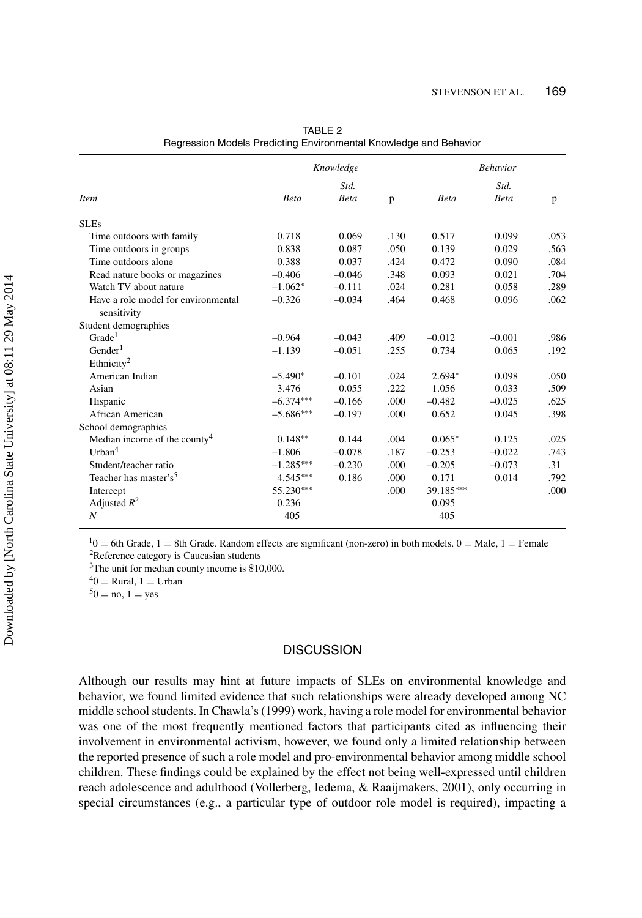TABLE 2
Regression Models Predicting Environmental Knowledge and Behavior

| | *Knowledge* | | | *Behavior* | | |
|---|---|---|---|---|---|---|
| *Item* | *Beta* | *Std. Beta* | p | *Beta* | *Std. Beta* | p |
| SLEs | | | | | | |
| Time outdoors with family | 0.718 | 0.069 | .130 | 0.517 | 0.099 | .053 |
| Time outdoors in groups | 0.838 | 0.087 | .050 | 0.139 | 0.029 | .563 |
| Time outdoors alone | 0.388 | 0.037 | .424 | 0.472 | 0.090 | .084 |
| Read nature books or magazines | −0.406 | −0.046 | .348 | 0.093 | 0.021 | .704 |
| Watch TV about nature | −1.062* | −0.111 | .024 | 0.281 | 0.058 | .289 |
| Have a role model for environmental sensitivity | −0.326 | −0.034 | .464 | 0.468 | 0.096 | .062 |
| Student demographics | | | | | | |
| Grade[1] | −0.964 | −0.043 | .409 | −0.012 | −0.001 | .986 |
| Gender[1] | −1.139 | −0.051 | .255 | 0.734 | 0.065 | .192 |
| Ethnicity[2] | | | | | | |
| American Indian | −5.490* | −0.101 | .024 | 2.694* | 0.098 | .050 |
| Asian | 3.476 | 0.055 | .222 | 1.056 | 0.033 | .509 |
| Hispanic | −6.374*** | −0.166 | .000 | −0.482 | −0.025 | .625 |
| African American | −5.686*** | −0.197 | .000 | 0.652 | 0.045 | .398 |
| School demographics | | | | | | |
| Median income of the county[4] | 0.148** | 0.144 | .004 | 0.065* | 0.125 | .025 |
| Urban[4] | −1.806 | −0.078 | .187 | −0.253 | −0.022 | .743 |
| Student/teacher ratio | −1.285*** | −0.230 | .000 | −0.205 | −0.073 | .31 |
| Teacher has master's[5] | 4.545*** | 0.186 | .000 | 0.171 | 0.014 | .792 |
| Intercept | 55.230*** | | .000 | 39.185*** | | .000 |
| Adjusted $R^2$ | 0.236 | | | 0.095 | | |
| $N$ | 405 | | | 405 | | |

[1]0 = 6th Grade, 1 = 8th Grade. Random effects are significant (non-zero) in both models. 0 = Male, 1 = Female
[2]Reference category is Caucasian students
[3]The unit for median county income is $10,000.
[4]0 = Rural, 1 = Urban
[5]0 = no, 1 = yes

## DISCUSSION

Although our results may hint at future impacts of SLEs on environmental knowledge and behavior, we found limited evidence that such relationships were already developed among NC middle school students. In Chawla's (1999) work, having a role model for environmental behavior was one of the most frequently mentioned factors that participants cited as influencing their involvement in environmental activism, however, we found only a limited relationship between the reported presence of such a role model and pro-environmental behavior among middle school children. These findings could be explained by the effect not being well-expressed until children reach adolescence and adulthood (Vollerberg, Iedema, & Raaijmakers, 2001), only occurring in special circumstances (e.g., a particular type of outdoor role model is required), impacting a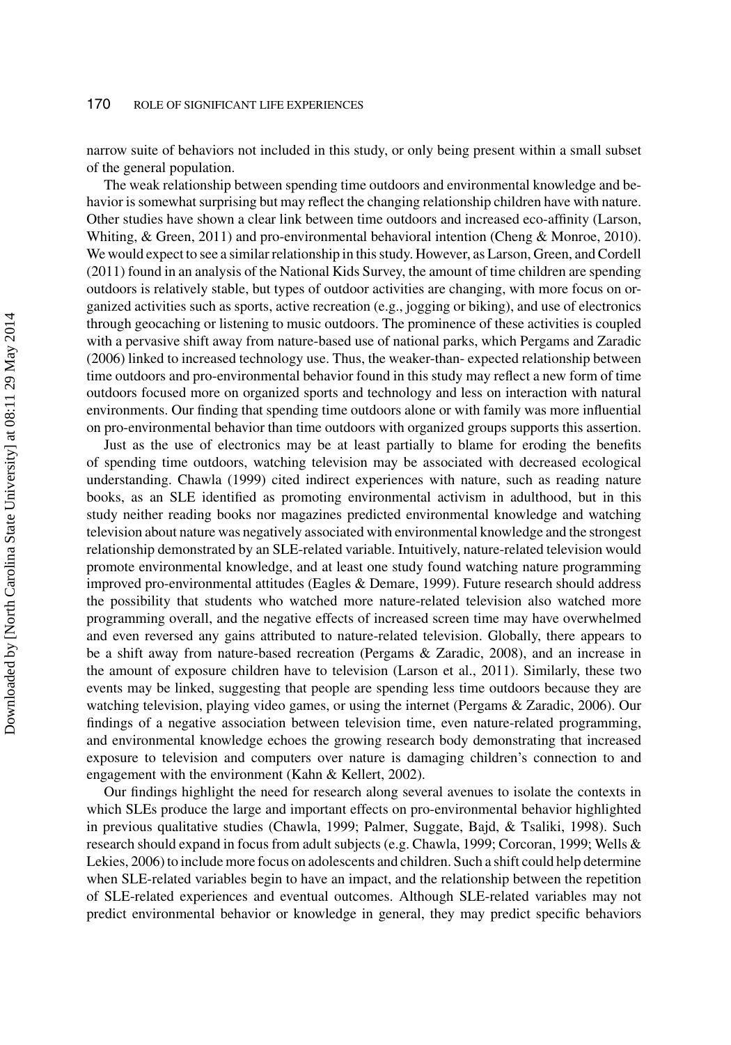narrow suite of behaviors not included in this study, or only being present within a small subset of the general population.

The weak relationship between spending time outdoors and environmental knowledge and behavior is somewhat surprising but may reflect the changing relationship children have with nature. Other studies have shown a clear link between time outdoors and increased eco-affinity (Larson, Whiting, & Green, 2011) and pro-environmental behavioral intention (Cheng & Monroe, 2010). We would expect to see a similar relationship in this study. However, as Larson, Green, and Cordell (2011) found in an analysis of the National Kids Survey, the amount of time children are spending outdoors is relatively stable, but types of outdoor activities are changing, with more focus on organized activities such as sports, active recreation (e.g., jogging or biking), and use of electronics through geocaching or listening to music outdoors. The prominence of these activities is coupled with a pervasive shift away from nature-based use of national parks, which Pergams and Zaradic (2006) linked to increased technology use. Thus, the weaker-than- expected relationship between time outdoors and pro-environmental behavior found in this study may reflect a new form of time outdoors focused more on organized sports and technology and less on interaction with natural environments. Our finding that spending time outdoors alone or with family was more influential on pro-environmental behavior than time outdoors with organized groups supports this assertion.

Just as the use of electronics may be at least partially to blame for eroding the benefits of spending time outdoors, watching television may be associated with decreased ecological understanding. Chawla (1999) cited indirect experiences with nature, such as reading nature books, as an SLE identified as promoting environmental activism in adulthood, but in this study neither reading books nor magazines predicted environmental knowledge and watching television about nature was negatively associated with environmental knowledge and the strongest relationship demonstrated by an SLE-related variable. Intuitively, nature-related television would promote environmental knowledge, and at least one study found watching nature programming improved pro-environmental attitudes (Eagles & Demare, 1999). Future research should address the possibility that students who watched more nature-related television also watched more programming overall, and the negative effects of increased screen time may have overwhelmed and even reversed any gains attributed to nature-related television. Globally, there appears to be a shift away from nature-based recreation (Pergams & Zaradic, 2008), and an increase in the amount of exposure children have to television (Larson et al., 2011). Similarly, these two events may be linked, suggesting that people are spending less time outdoors because they are watching television, playing video games, or using the internet (Pergams & Zaradic, 2006). Our findings of a negative association between television time, even nature-related programming, and environmental knowledge echoes the growing research body demonstrating that increased exposure to television and computers over nature is damaging children's connection to and engagement with the environment (Kahn & Kellert, 2002).

Our findings highlight the need for research along several avenues to isolate the contexts in which SLEs produce the large and important effects on pro-environmental behavior highlighted in previous qualitative studies (Chawla, 1999; Palmer, Suggate, Bajd, & Tsaliki, 1998). Such research should expand in focus from adult subjects (e.g. Chawla, 1999; Corcoran, 1999; Wells & Lekies, 2006) to include more focus on adolescents and children. Such a shift could help determine when SLE-related variables begin to have an impact, and the relationship between the repetition of SLE-related experiences and eventual outcomes. Although SLE-related variables may not predict environmental behavior or knowledge in general, they may predict specific behaviors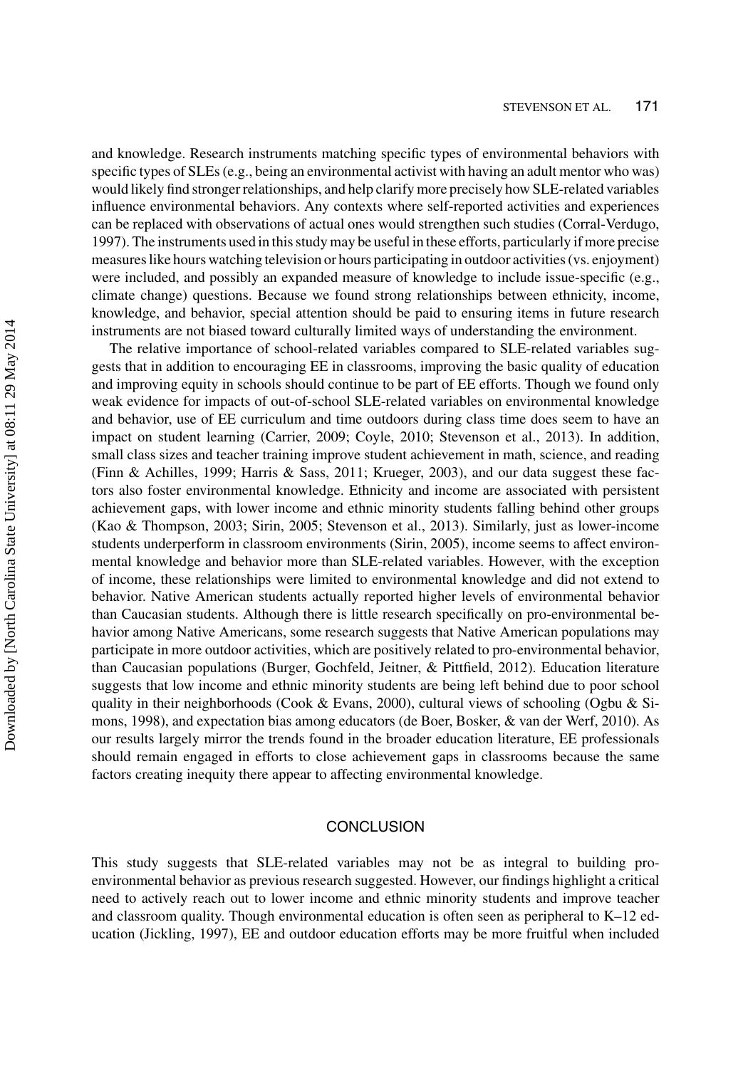and knowledge. Research instruments matching specific types of environmental behaviors with specific types of SLEs (e.g., being an environmental activist with having an adult mentor who was) would likely find stronger relationships, and help clarify more precisely how SLE-related variables influence environmental behaviors. Any contexts where self-reported activities and experiences can be replaced with observations of actual ones would strengthen such studies (Corral-Verdugo, 1997). The instruments used in this study may be useful in these efforts, particularly if more precise measures like hours watching television or hours participating in outdoor activities (vs. enjoyment) were included, and possibly an expanded measure of knowledge to include issue-specific (e.g., climate change) questions. Because we found strong relationships between ethnicity, income, knowledge, and behavior, special attention should be paid to ensuring items in future research instruments are not biased toward culturally limited ways of understanding the environment.

The relative importance of school-related variables compared to SLE-related variables suggests that in addition to encouraging EE in classrooms, improving the basic quality of education and improving equity in schools should continue to be part of EE efforts. Though we found only weak evidence for impacts of out-of-school SLE-related variables on environmental knowledge and behavior, use of EE curriculum and time outdoors during class time does seem to have an impact on student learning (Carrier, 2009; Coyle, 2010; Stevenson et al., 2013). In addition, small class sizes and teacher training improve student achievement in math, science, and reading (Finn & Achilles, 1999; Harris & Sass, 2011; Krueger, 2003), and our data suggest these factors also foster environmental knowledge. Ethnicity and income are associated with persistent achievement gaps, with lower income and ethnic minority students falling behind other groups (Kao & Thompson, 2003; Sirin, 2005; Stevenson et al., 2013). Similarly, just as lower-income students underperform in classroom environments (Sirin, 2005), income seems to affect environmental knowledge and behavior more than SLE-related variables. However, with the exception of income, these relationships were limited to environmental knowledge and did not extend to behavior. Native American students actually reported higher levels of environmental behavior than Caucasian students. Although there is little research specifically on pro-environmental behavior among Native Americans, some research suggests that Native American populations may participate in more outdoor activities, which are positively related to pro-environmental behavior, than Caucasian populations (Burger, Gochfeld, Jeitner, & Pittfield, 2012). Education literature suggests that low income and ethnic minority students are being left behind due to poor school quality in their neighborhoods (Cook & Evans, 2000), cultural views of schooling (Ogbu & Simons, 1998), and expectation bias among educators (de Boer, Bosker, & van der Werf, 2010). As our results largely mirror the trends found in the broader education literature, EE professionals should remain engaged in efforts to close achievement gaps in classrooms because the same factors creating inequity there appear to affecting environmental knowledge.

## CONCLUSION

This study suggests that SLE-related variables may not be as integral to building pro-environmental behavior as previous research suggested. However, our findings highlight a critical need to actively reach out to lower income and ethnic minority students and improve teacher and classroom quality. Though environmental education is often seen as peripheral to K–12 education (Jickling, 1997), EE and outdoor education efforts may be more fruitful when included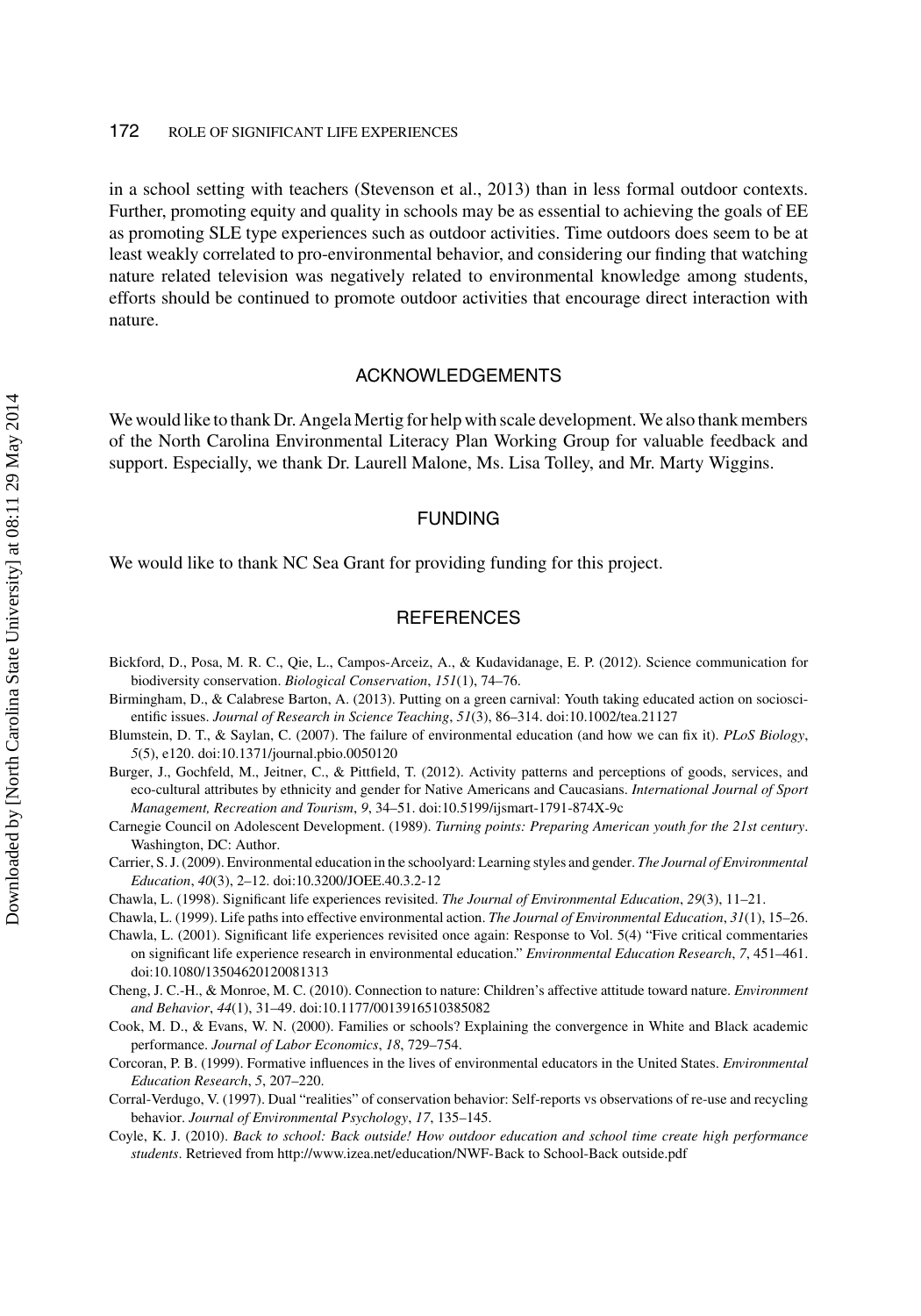in a school setting with teachers (Stevenson et al., 2013) than in less formal outdoor contexts. Further, promoting equity and quality in schools may be as essential to achieving the goals of EE as promoting SLE type experiences such as outdoor activities. Time outdoors does seem to be at least weakly correlated to pro-environmental behavior, and considering our finding that watching nature related television was negatively related to environmental knowledge among students, efforts should be continued to promote outdoor activities that encourage direct interaction with nature.

## ACKNOWLEDGEMENTS

We would like to thank Dr. Angela Mertig for help with scale development. We also thank members of the North Carolina Environmental Literacy Plan Working Group for valuable feedback and support. Especially, we thank Dr. Laurell Malone, Ms. Lisa Tolley, and Mr. Marty Wiggins.

## FUNDING

We would like to thank NC Sea Grant for providing funding for this project.

## REFERENCES

Bickford, D., Posa, M. R. C., Qie, L., Campos-Arceiz, A., & Kudavidanage, E. P. (2012). Science communication for biodiversity conservation. *Biological Conservation*, *151*(1), 74–76.

Birmingham, D., & Calabrese Barton, A. (2013). Putting on a green carnival: Youth taking educated action on socioscientific issues. *Journal of Research in Science Teaching*, *51*(3), 86–314. doi:10.1002/tea.21127

Blumstein, D. T., & Saylan, C. (2007). The failure of environmental education (and how we can fix it). *PLoS Biology*, *5*(5), e120. doi:10.1371/journal.pbio.0050120

Burger, J., Gochfeld, M., Jeitner, C., & Pittfield, T. (2012). Activity patterns and perceptions of goods, services, and eco-cultural attributes by ethnicity and gender for Native Americans and Caucasians. *International Journal of Sport Management, Recreation and Tourism*, *9*, 34–51. doi:10.5199/ijsmart-1791-874X-9c

Carnegie Council on Adolescent Development. (1989). *Turning points: Preparing American youth for the 21st century*. Washington, DC: Author.

Carrier, S. J. (2009). Environmental education in the schoolyard: Learning styles and gender. *The Journal of Environmental Education*, *40*(3), 2–12. doi:10.3200/JOEE.40.3.2-12

Chawla, L. (1998). Significant life experiences revisited. *The Journal of Environmental Education*, *29*(3), 11–21.

Chawla, L. (1999). Life paths into effective environmental action. *The Journal of Environmental Education*, *31*(1), 15–26.

Chawla, L. (2001). Significant life experiences revisited once again: Response to Vol. 5(4) "Five critical commentaries on significant life experience research in environmental education." *Environmental Education Research*, *7*, 451–461. doi:10.1080/13504620120081313

Cheng, J. C.-H., & Monroe, M. C. (2010). Connection to nature: Children's affective attitude toward nature. *Environment and Behavior*, *44*(1), 31–49. doi:10.1177/0013916510385082

Cook, M. D., & Evans, W. N. (2000). Families or schools? Explaining the convergence in White and Black academic performance. *Journal of Labor Economics*, *18*, 729–754.

Corcoran, P. B. (1999). Formative influences in the lives of environmental educators in the United States. *Environmental Education Research*, *5*, 207–220.

Corral-Verdugo, V. (1997). Dual "realities" of conservation behavior: Self-reports vs observations of re-use and recycling behavior. *Journal of Environmental Psychology*, *17*, 135–145.

Coyle, K. J. (2010). *Back to school: Back outside! How outdoor education and school time create high performance students*. Retrieved from http://www.izea.net/education/NWF-Back to School-Back outside.pdf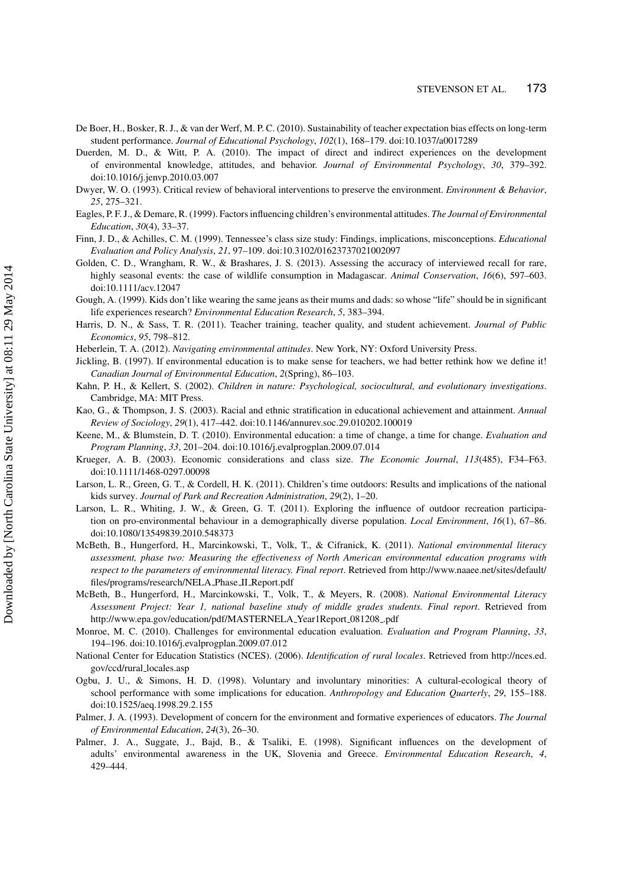De Boer, H., Bosker, R. J., & van der Werf, M. P. C. (2010). Sustainability of teacher expectation bias effects on long-term student performance. *Journal of Educational Psychology*, *102*(1), 168–179. doi:10.1037/a0017289

Duerden, M. D., & Witt, P. A. (2010). The impact of direct and indirect experiences on the development of environmental knowledge, attitudes, and behavior. *Journal of Environmental Psychology*, *30*, 379–392. doi:10.1016/j.jenvp.2010.03.007

Dwyer, W. O. (1993). Critical review of behavioral interventions to preserve the environment. *Environment & Behavior*, *25*, 275–321.

Eagles, P. F. J., & Demare, R. (1999). Factors influencing children's environmental attitudes. *The Journal of Environmental Education*, *30*(4), 33–37.

Finn, J. D., & Achilles, C. M. (1999). Tennessee's class size study: Findings, implications, misconceptions. *Educational Evaluation and Policy Analysis*, *21*, 97–109. doi:10.3102/01623737021002097

Golden, C. D., Wrangham, R. W., & Brashares, J. S. (2013). Assessing the accuracy of interviewed recall for rare, highly seasonal events: the case of wildlife consumption in Madagascar. *Animal Conservation*, *16*(6), 597–603. doi:10.1111/acv.12047

Gough, A. (1999). Kids don't like wearing the same jeans as their mums and dads: so whose "life" should be in significant life experiences research? *Environmental Education Research*, *5*, 383–394.

Harris, D. N., & Sass, T. R. (2011). Teacher training, teacher quality, and student achievement. *Journal of Public Economics*, *95*, 798–812.

Heberlein, T. A. (2012). *Navigating environmental attitudes*. New York, NY: Oxford University Press.

Jickling, B. (1997). If environmental education is to make sense for teachers, we had better rethink how we define it! *Canadian Journal of Environmental Education*, *2*(Spring), 86–103.

Kahn, P. H., & Kellert, S. (2002). *Children in nature: Psychological, sociocultural, and evolutionary investigations*. Cambridge, MA: MIT Press.

Kao, G., & Thompson, J. S. (2003). Racial and ethnic stratification in educational achievement and attainment. *Annual Review of Sociology*, *29*(1), 417–442. doi:10.1146/annurev.soc.29.010202.100019

Keene, M., & Blumstein, D. T. (2010). Environmental education: a time of change, a time for change. *Evaluation and Program Planning*, *33*, 201–204. doi:10.1016/j.evalprogplan.2009.07.014

Krueger, A. B. (2003). Economic considerations and class size. *The Economic Journal*, *113*(485), F34–F63. doi:10.1111/1468-0297.00098

Larson, L. R., Green, G. T., & Cordell, H. K. (2011). Children's time outdoors: Results and implications of the national kids survey. *Journal of Park and Recreation Administration*, *29*(2), 1–20.

Larson, L. R., Whiting, J. W., & Green, G. T. (2011). Exploring the influence of outdoor recreation participation on pro-environmental behaviour in a demographically diverse population. *Local Environment*, *16*(1), 67–86. doi:10.1080/13549839.2010.548373

McBeth, B., Hungerford, H., Marcinkowski, T., Volk, T., & Cifranick, K. (2011). *National environmental literacy assessment, phase two: Measuring the effectiveness of North American environmental education programs with respect to the parameters of environmental literacy. Final report*. Retrieved from http://www.naaee.net/sites/default/files/programs/research/NELA_Phase_II_Report.pdf

McBeth, B., Hungerford, H., Marcinkowski, T., Volk, T., & Meyers, R. (2008). *National Environmental Literacy Assessment Project: Year 1, national baseline study of middle grades students. Final report*. Retrieved from http://www.epa.gov/education/pdf/MASTERNELA_Year1Report_081208_.pdf

Monroe, M. C. (2010). Challenges for environmental education evaluation. *Evaluation and Program Planning*, *33*, 194–196. doi:10.1016/j.evalprogplan.2009.07.012

National Center for Education Statistics (NCES). (2006). *Identification of rural locales*. Retrieved from http://nces.ed.gov/ccd/rural_locales.asp

Ogbu, J. U., & Simons, H. D. (1998). Voluntary and involuntary minorities: A cultural-ecological theory of school performance with some implications for education. *Anthropology and Education Quarterly*, *29*, 155–188. doi:10.1525/aeq.1998.29.2.155

Palmer, J. A. (1993). Development of concern for the environment and formative experiences of educators. *The Journal of Environmental Education*, *24*(3), 26–30.

Palmer, J. A., Suggate, J., Bajd, B., & Tsaliki, E. (1998). Significant influences on the development of adults' environmental awareness in the UK, Slovenia and Greece. *Environmental Education Research*, *4*, 429–444.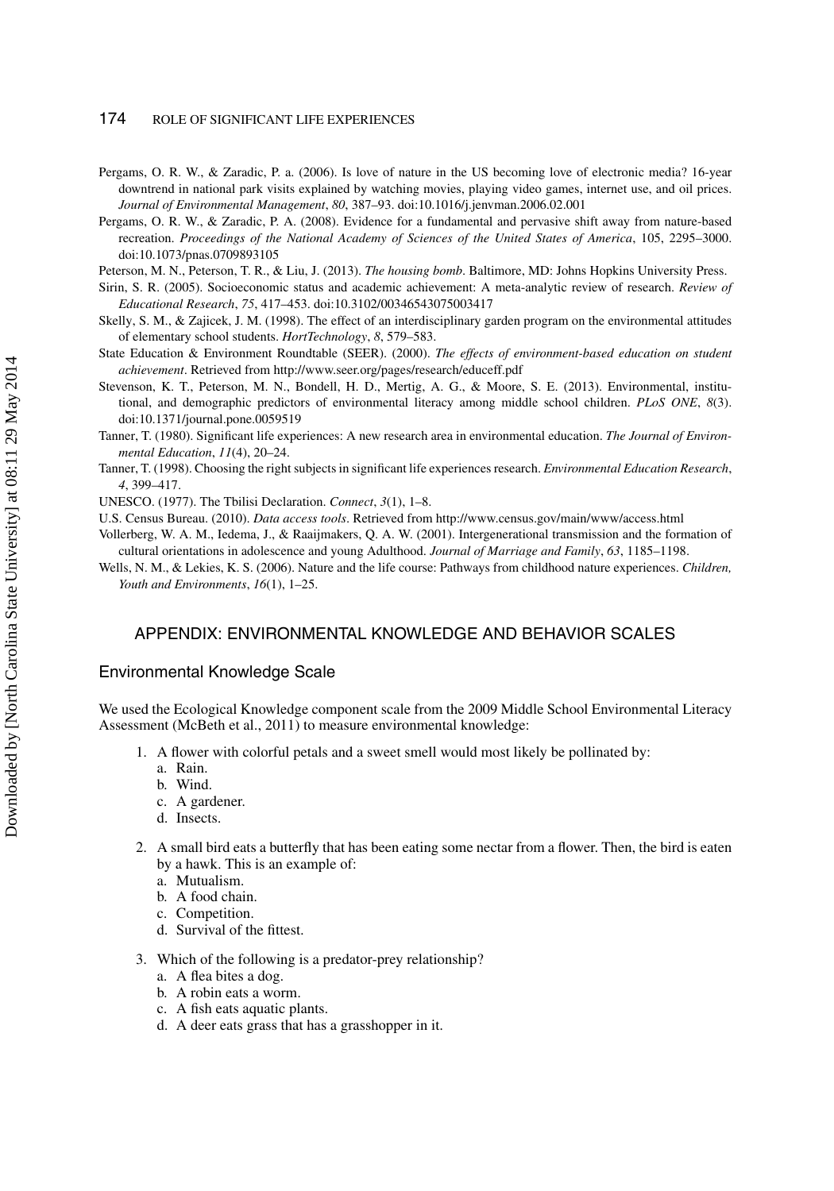Pergams, O. R. W., & Zaradic, P. a. (2006). Is love of nature in the US becoming love of electronic media? 16-year downtrend in national park visits explained by watching movies, playing video games, internet use, and oil prices. *Journal of Environmental Management*, *80*, 387–93. doi:10.1016/j.jenvman.2006.02.001

Pergams, O. R. W., & Zaradic, P. A. (2008). Evidence for a fundamental and pervasive shift away from nature-based recreation. *Proceedings of the National Academy of Sciences of the United States of America*, 105, 2295–3000. doi:10.1073/pnas.0709893105

Peterson, M. N., Peterson, T. R., & Liu, J. (2013). *The housing bomb*. Baltimore, MD: Johns Hopkins University Press.

Sirin, S. R. (2005). Socioeconomic status and academic achievement: A meta-analytic review of research. *Review of Educational Research*, *75*, 417–453. doi:10.3102/00346543075003417

Skelly, S. M., & Zajicek, J. M. (1998). The effect of an interdisciplinary garden program on the environmental attitudes of elementary school students. *HortTechnology*, *8*, 579–583.

State Education & Environment Roundtable (SEER). (2000). *The effects of environment-based education on student achievement*. Retrieved from http://www.seer.org/pages/research/educeff.pdf

Stevenson, K. T., Peterson, M. N., Bondell, H. D., Mertig, A. G., & Moore, S. E. (2013). Environmental, institutional, and demographic predictors of environmental literacy among middle school children. *PLoS ONE*, *8*(3). doi:10.1371/journal.pone.0059519

Tanner, T. (1980). Significant life experiences: A new research area in environmental education. *The Journal of Environmental Education*, *11*(4), 20–24.

Tanner, T. (1998). Choosing the right subjects in significant life experiences research. *Environmental Education Research*, *4*, 399–417.

UNESCO. (1977). The Tbilisi Declaration. *Connect*, *3*(1), 1–8.

U.S. Census Bureau. (2010). *Data access tools*. Retrieved from http://www.census.gov/main/www/access.html

Vollerberg, W. A. M., Iedema, J., & Raaijmakers, Q. A. W. (2001). Intergenerational transmission and the formation of cultural orientations in adolescence and young Adulthood. *Journal of Marriage and Family*, *63*, 1185–1198.

Wells, N. M., & Lekies, K. S. (2006). Nature and the life course: Pathways from childhood nature experiences. *Children, Youth and Environments*, *16*(1), 1–25.

## APPENDIX: ENVIRONMENTAL KNOWLEDGE AND BEHAVIOR SCALES

### Environmental Knowledge Scale

We used the Ecological Knowledge component scale from the 2009 Middle School Environmental Literacy Assessment (McBeth et al., 2011) to measure environmental knowledge:

1. A flower with colorful petals and a sweet smell would most likely be pollinated by:
   a. Rain.
   b. Wind.
   c. A gardener.
   d. Insects.

2. A small bird eats a butterfly that has been eating some nectar from a flower. Then, the bird is eaten by a hawk. This is an example of:
   a. Mutualism.
   b. A food chain.
   c. Competition.
   d. Survival of the fittest.

3. Which of the following is a predator-prey relationship?
   a. A flea bites a dog.
   b. A robin eats a worm.
   c. A fish eats aquatic plants.
   d. A deer eats grass that has a grasshopper in it.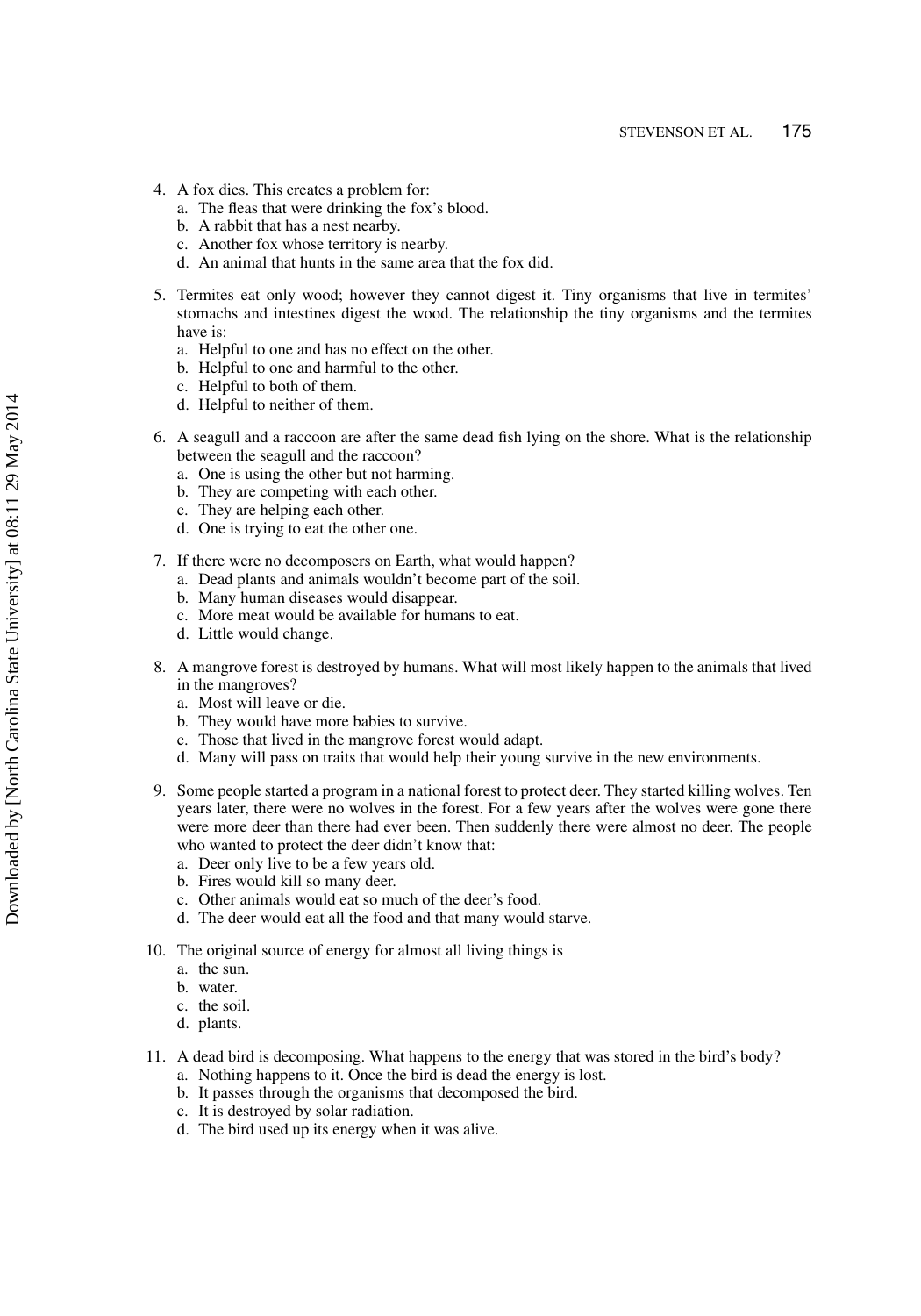4. A fox dies. This creates a problem for:
   a. The fleas that were drinking the fox's blood.
   b. A rabbit that has a nest nearby.
   c. Another fox whose territory is nearby.
   d. An animal that hunts in the same area that the fox did.

5. Termites eat only wood; however they cannot digest it. Tiny organisms that live in termites' stomachs and intestines digest the wood. The relationship the tiny organisms and the termites have is:
   a. Helpful to one and has no effect on the other.
   b. Helpful to one and harmful to the other.
   c. Helpful to both of them.
   d. Helpful to neither of them.

6. A seagull and a raccoon are after the same dead fish lying on the shore. What is the relationship between the seagull and the raccoon?
   a. One is using the other but not harming.
   b. They are competing with each other.
   c. They are helping each other.
   d. One is trying to eat the other one.

7. If there were no decomposers on Earth, what would happen?
   a. Dead plants and animals wouldn't become part of the soil.
   b. Many human diseases would disappear.
   c. More meat would be available for humans to eat.
   d. Little would change.

8. A mangrove forest is destroyed by humans. What will most likely happen to the animals that lived in the mangroves?
   a. Most will leave or die.
   b. They would have more babies to survive.
   c. Those that lived in the mangrove forest would adapt.
   d. Many will pass on traits that would help their young survive in the new environments.

9. Some people started a program in a national forest to protect deer. They started killing wolves. Ten years later, there were no wolves in the forest. For a few years after the wolves were gone there were more deer than there had ever been. Then suddenly there were almost no deer. The people who wanted to protect the deer didn't know that:
   a. Deer only live to be a few years old.
   b. Fires would kill so many deer.
   c. Other animals would eat so much of the deer's food.
   d. The deer would eat all the food and that many would starve.

10. The original source of energy for almost all living things is
    a. the sun.
    b. water.
    c. the soil.
    d. plants.

11. A dead bird is decomposing. What happens to the energy that was stored in the bird's body?
    a. Nothing happens to it. Once the bird is dead the energy is lost.
    b. It passes through the organisms that decomposed the bird.
    c. It is destroyed by solar radiation.
    d. The bird used up its energy when it was alive.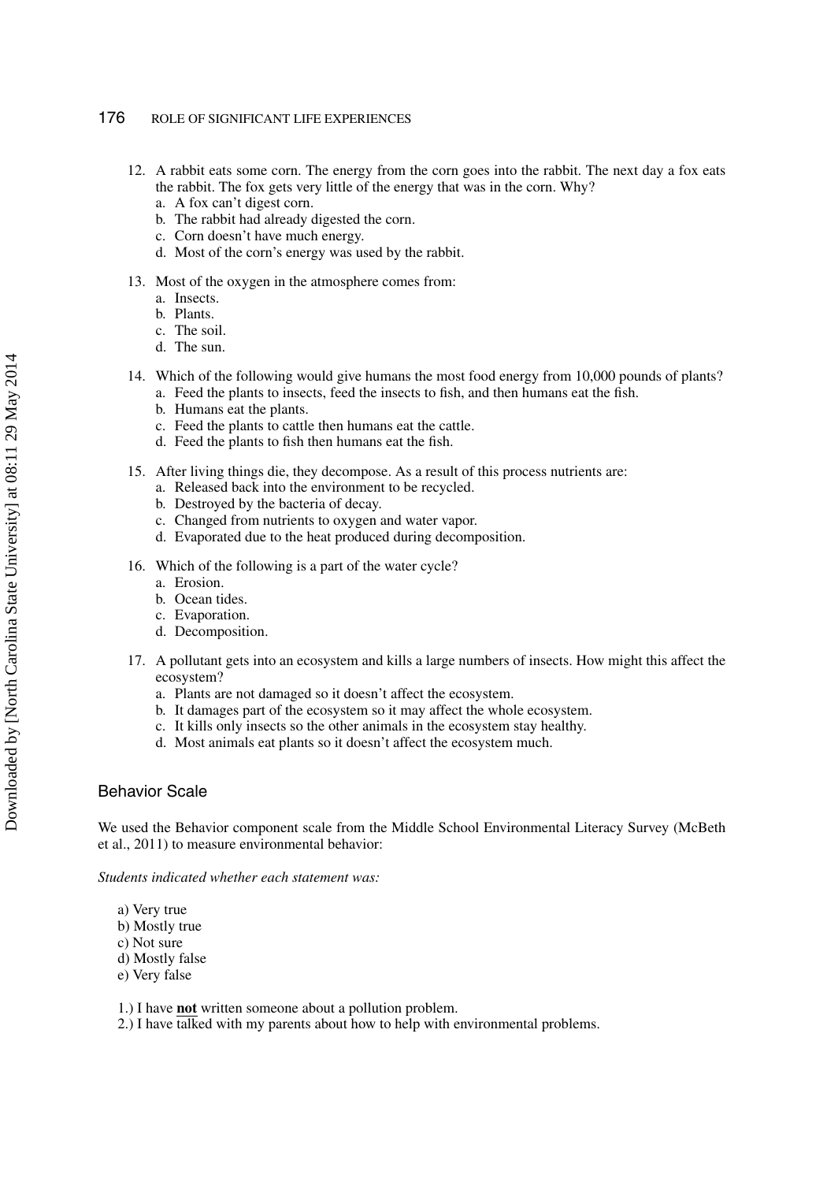12. A rabbit eats some corn. The energy from the corn goes into the rabbit. The next day a fox eats the rabbit. The fox gets very little of the energy that was in the corn. Why?
    a. A fox can't digest corn.
    b. The rabbit had already digested the corn.
    c. Corn doesn't have much energy.
    d. Most of the corn's energy was used by the rabbit.

13. Most of the oxygen in the atmosphere comes from:
    a. Insects.
    b. Plants.
    c. The soil.
    d. The sun.

14. Which of the following would give humans the most food energy from 10,000 pounds of plants?
    a. Feed the plants to insects, feed the insects to fish, and then humans eat the fish.
    b. Humans eat the plants.
    c. Feed the plants to cattle then humans eat the cattle.
    d. Feed the plants to fish then humans eat the fish.

15. After living things die, they decompose. As a result of this process nutrients are:
    a. Released back into the environment to be recycled.
    b. Destroyed by the bacteria of decay.
    c. Changed from nutrients to oxygen and water vapor.
    d. Evaporated due to the heat produced during decomposition.

16. Which of the following is a part of the water cycle?
    a. Erosion.
    b. Ocean tides.
    c. Evaporation.
    d. Decomposition.

17. A pollutant gets into an ecosystem and kills a large numbers of insects. How might this affect the ecosystem?
    a. Plants are not damaged so it doesn't affect the ecosystem.
    b. It damages part of the ecosystem so it may affect the whole ecosystem.
    c. It kills only insects so the other animals in the ecosystem stay healthy.
    d. Most animals eat plants so it doesn't affect the ecosystem much.

## Behavior Scale

We used the Behavior component scale from the Middle School Environmental Literacy Survey (McBeth et al., 2011) to measure environmental behavior:

*Students indicated whether each statement was:*

a) Very true
b) Mostly true
c) Not sure
d) Mostly false
e) Very false

1.) I have **not** written someone about a pollution problem.
2.) I have talked with my parents about how to help with environmental problems.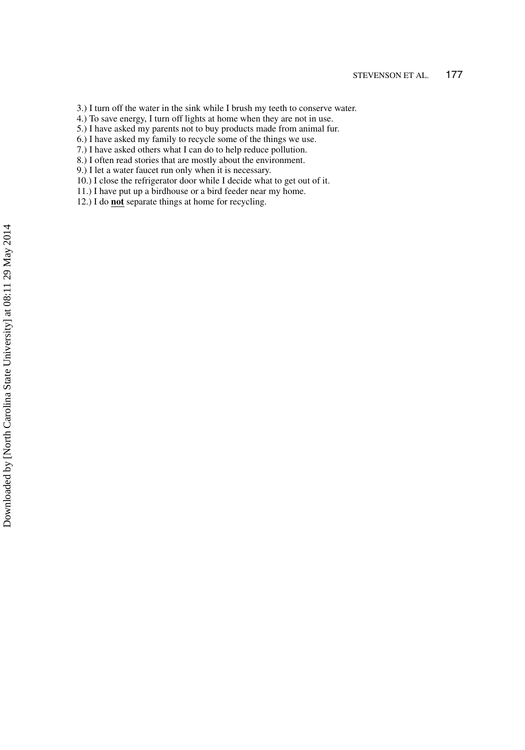3.) I turn off the water in the sink while I brush my teeth to conserve water.  
4.) To save energy, I turn off lights at home when they are not in use.  
5.) I have asked my parents not to buy products made from animal fur.  
6.) I have asked my family to recycle some of the things we use.  
7.) I have asked others what I can do to help reduce pollution.  
8.) I often read stories that are mostly about the environment.  
9.) I let a water faucet run only when it is necessary.  
10.) I close the refrigerator door while I decide what to get out of it.  
11.) I have put up a birdhouse or a bird feeder near my home.  
12.) I do **not** separate things at home for recycling.